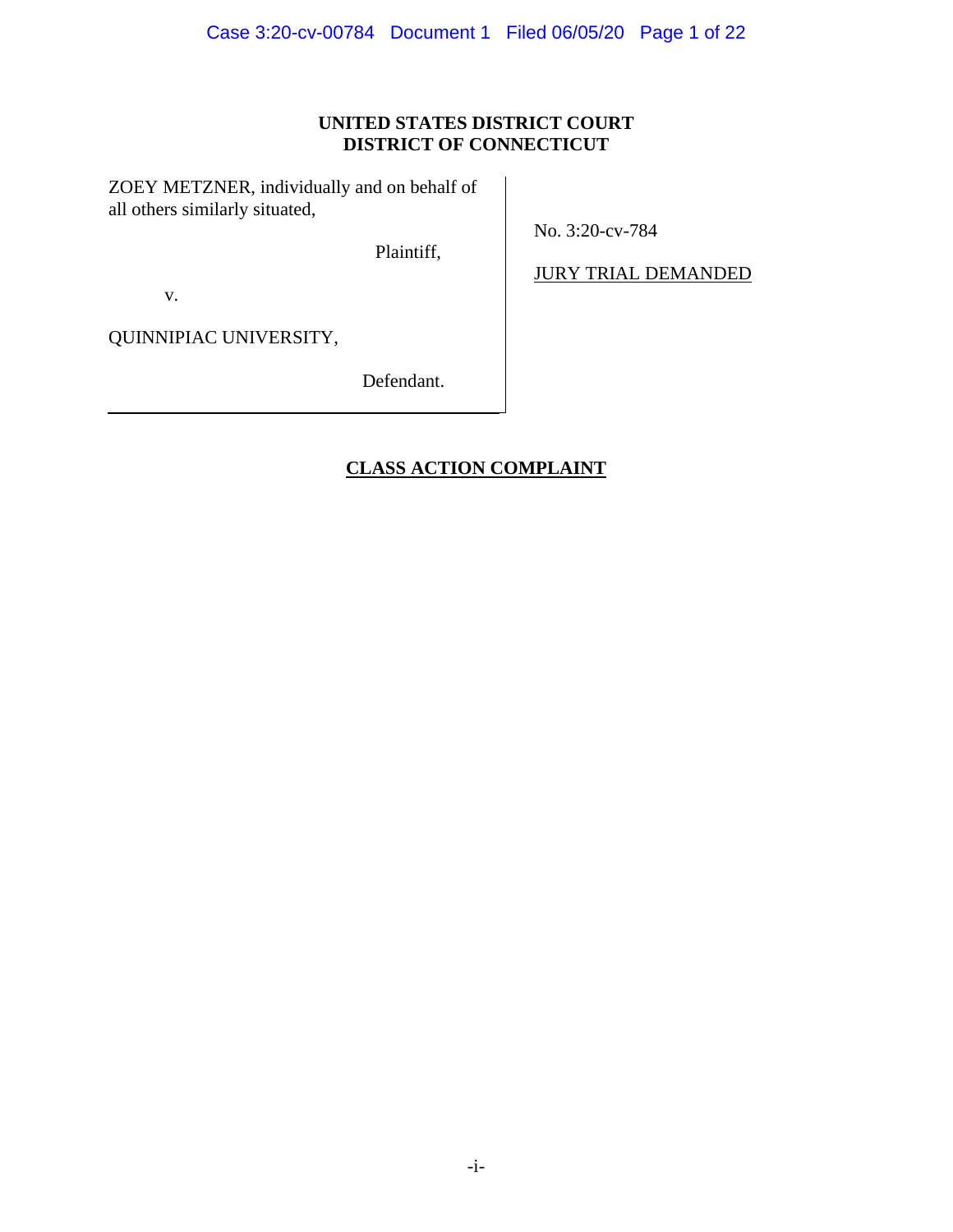**UNITED STATES DISTRICT COURT**
**DISTRICT OF CONNECTICUT**

ZOEY METZNER, individually and on behalf of all others similarly situated,

Plaintiff,

v.

QUINNIPIAC UNIVERSITY,

Defendant.

No. 3:20-cv-784

JURY TRIAL DEMANDED

**CLASS ACTION COMPLAINT**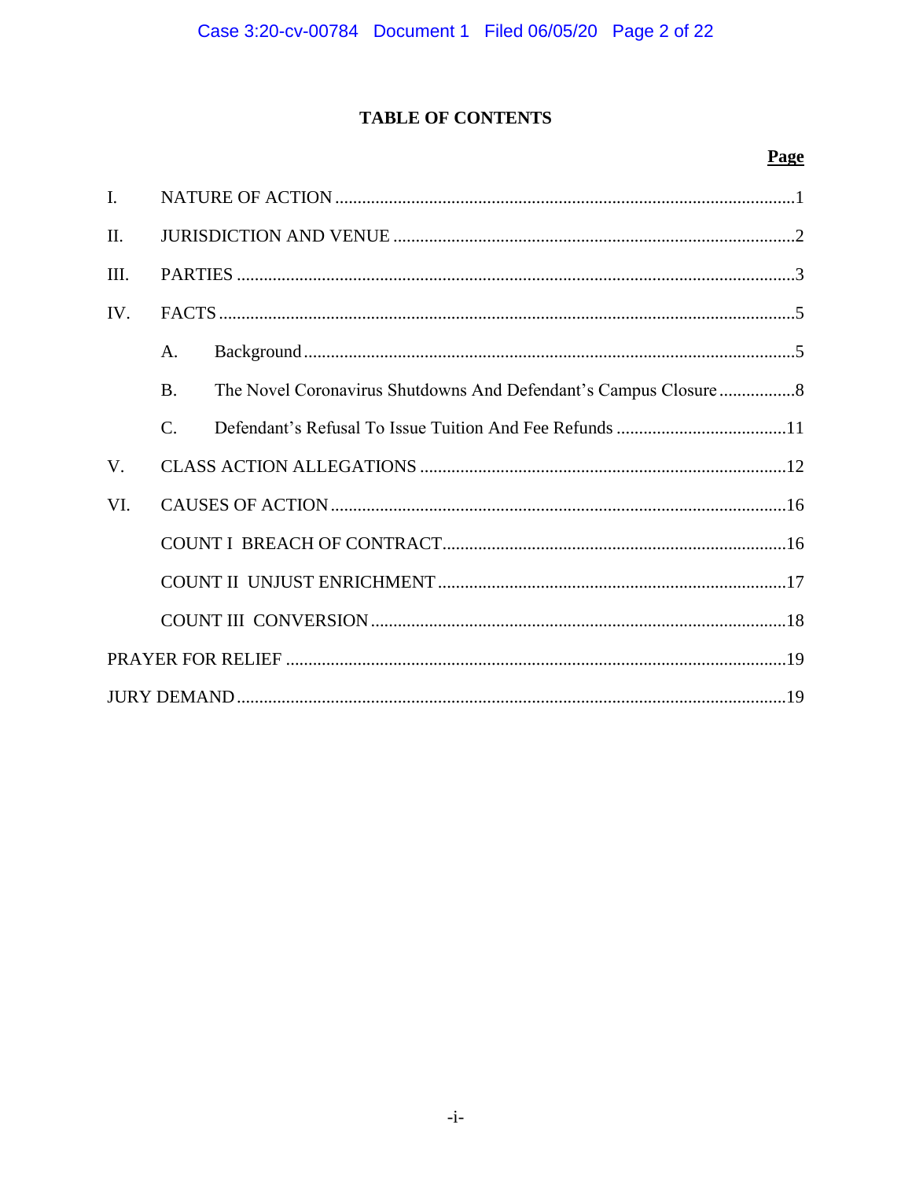# TABLE OF CONTENTS

| | | Page |
|---|---|---|
| I. | NATURE OF ACTION | 1 |
| II. | JURISDICTION AND VENUE | 2 |
| III. | PARTIES | 3 |
| IV. | FACTS | 5 |
| | A. Background | 5 |
| | B. The Novel Coronavirus Shutdowns And Defendant's Campus Closure | 8 |
| | C. Defendant's Refusal To Issue Tuition And Fee Refunds | 11 |
| V. | CLASS ACTION ALLEGATIONS | 12 |
| VI. | CAUSES OF ACTION | 16 |
| | COUNT I BREACH OF CONTRACT | 16 |
| | COUNT II UNJUST ENRICHMENT | 17 |
| | COUNT III CONVERSION | 18 |
| PRAYER FOR RELIEF | | 19 |
| JURY DEMAND | | 19 |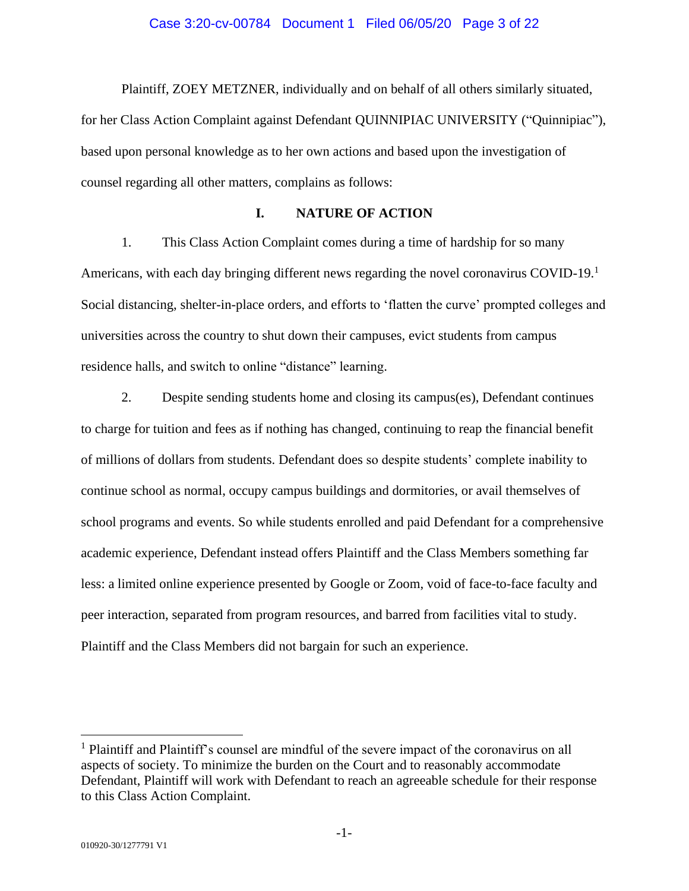Plaintiff, ZOEY METZNER, individually and on behalf of all others similarly situated, for her Class Action Complaint against Defendant QUINNIPIAC UNIVERSITY ("Quinnipiac"), based upon personal knowledge as to her own actions and based upon the investigation of counsel regarding all other matters, complains as follows:

## I. NATURE OF ACTION

1. This Class Action Complaint comes during a time of hardship for so many Americans, with each day bringing different news regarding the novel coronavirus COVID-19.[1] Social distancing, shelter-in-place orders, and efforts to 'flatten the curve' prompted colleges and universities across the country to shut down their campuses, evict students from campus residence halls, and switch to online "distance" learning.

2. Despite sending students home and closing its campus(es), Defendant continues to charge for tuition and fees as if nothing has changed, continuing to reap the financial benefit of millions of dollars from students. Defendant does so despite students' complete inability to continue school as normal, occupy campus buildings and dormitories, or avail themselves of school programs and events. So while students enrolled and paid Defendant for a comprehensive academic experience, Defendant instead offers Plaintiff and the Class Members something far less: a limited online experience presented by Google or Zoom, void of face-to-face faculty and peer interaction, separated from program resources, and barred from facilities vital to study. Plaintiff and the Class Members did not bargain for such an experience.

---

[1] Plaintiff and Plaintiff's counsel are mindful of the severe impact of the coronavirus on all aspects of society. To minimize the burden on the Court and to reasonably accommodate Defendant, Plaintiff will work with Defendant to reach an agreeable schedule for their response to this Class Action Complaint.

010920-30/1277791 V1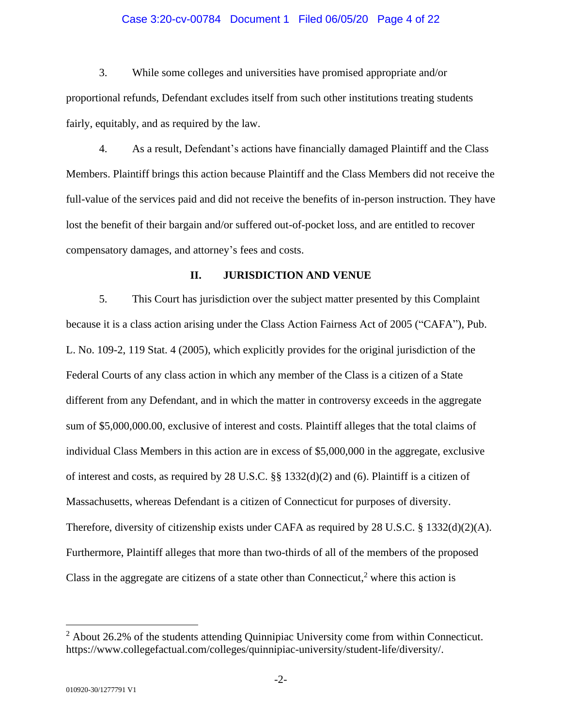3. While some colleges and universities have promised appropriate and/or proportional refunds, Defendant excludes itself from such other institutions treating students fairly, equitably, and as required by the law.

4. As a result, Defendant's actions have financially damaged Plaintiff and the Class Members. Plaintiff brings this action because Plaintiff and the Class Members did not receive the full-value of the services paid and did not receive the benefits of in-person instruction. They have lost the benefit of their bargain and/or suffered out-of-pocket loss, and are entitled to recover compensatory damages, and attorney's fees and costs.

## II. JURISDICTION AND VENUE

5. This Court has jurisdiction over the subject matter presented by this Complaint because it is a class action arising under the Class Action Fairness Act of 2005 ("CAFA"), Pub. L. No. 109-2, 119 Stat. 4 (2005), which explicitly provides for the original jurisdiction of the Federal Courts of any class action in which any member of the Class is a citizen of a State different from any Defendant, and in which the matter in controversy exceeds in the aggregate sum of $5,000,000.00, exclusive of interest and costs. Plaintiff alleges that the total claims of individual Class Members in this action are in excess of $5,000,000 in the aggregate, exclusive of interest and costs, as required by 28 U.S.C. §§ 1332(d)(2) and (6). Plaintiff is a citizen of Massachusetts, whereas Defendant is a citizen of Connecticut for purposes of diversity. Therefore, diversity of citizenship exists under CAFA as required by 28 U.S.C. § 1332(d)(2)(A). Furthermore, Plaintiff alleges that more than two-thirds of all of the members of the proposed Class in the aggregate are citizens of a state other than Connecticut,[2] where this action is

[2] About 26.2% of the students attending Quinnipiac University come from within Connecticut. https://www.collegefactual.com/colleges/quinnipiac-university/student-life/diversity/.

010920-30/1277791 V1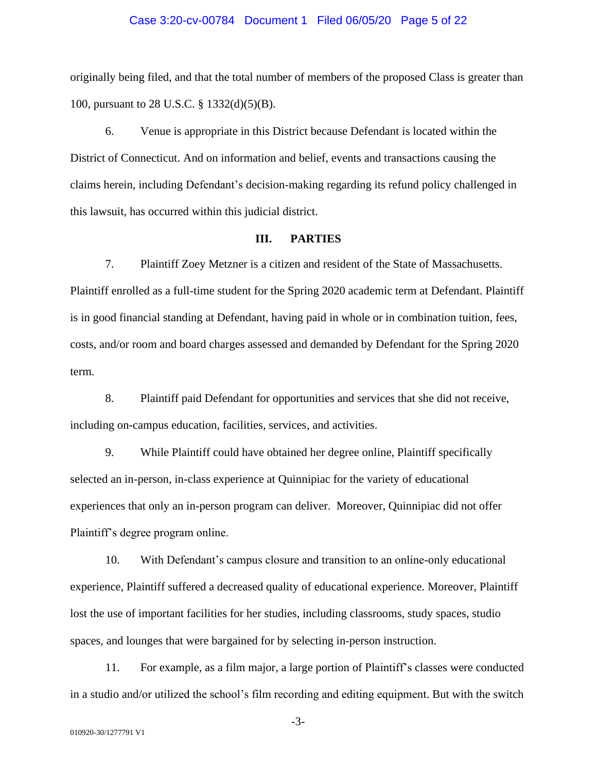originally being filed, and that the total number of members of the proposed Class is greater than 100, pursuant to 28 U.S.C. § 1332(d)(5)(B).

6. Venue is appropriate in this District because Defendant is located within the District of Connecticut. And on information and belief, events and transactions causing the claims herein, including Defendant's decision-making regarding its refund policy challenged in this lawsuit, has occurred within this judicial district.

## III. PARTIES

7. Plaintiff Zoey Metzner is a citizen and resident of the State of Massachusetts. Plaintiff enrolled as a full-time student for the Spring 2020 academic term at Defendant. Plaintiff is in good financial standing at Defendant, having paid in whole or in combination tuition, fees, costs, and/or room and board charges assessed and demanded by Defendant for the Spring 2020 term.

8. Plaintiff paid Defendant for opportunities and services that she did not receive, including on-campus education, facilities, services, and activities.

9. While Plaintiff could have obtained her degree online, Plaintiff specifically selected an in-person, in-class experience at Quinnipiac for the variety of educational experiences that only an in-person program can deliver. Moreover, Quinnipiac did not offer Plaintiff's degree program online.

10. With Defendant's campus closure and transition to an online-only educational experience, Plaintiff suffered a decreased quality of educational experience. Moreover, Plaintiff lost the use of important facilities for her studies, including classrooms, study spaces, studio spaces, and lounges that were bargained for by selecting in-person instruction.

11. For example, as a film major, a large portion of Plaintiff's classes were conducted in a studio and/or utilized the school's film recording and editing equipment. But with the switch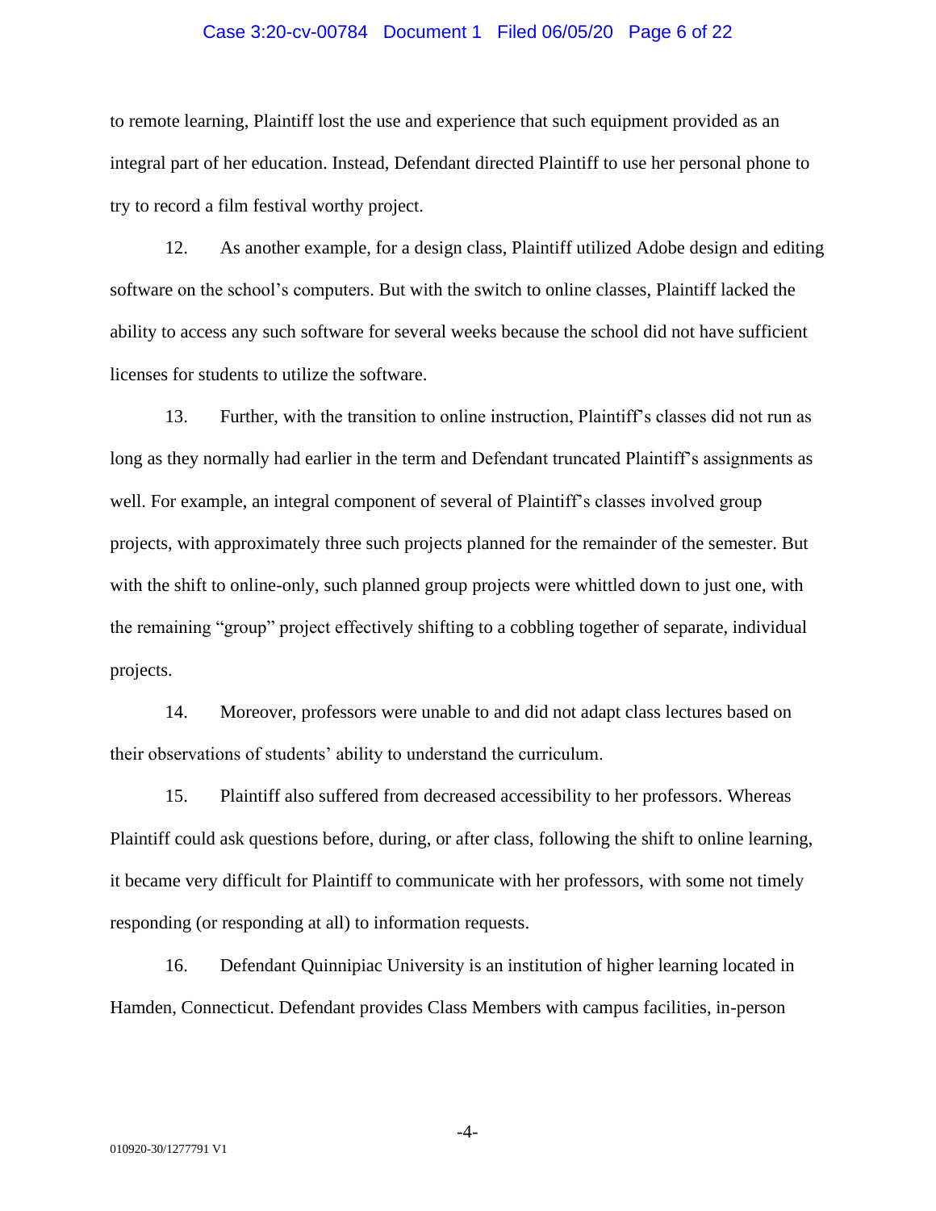to remote learning, Plaintiff lost the use and experience that such equipment provided as an integral part of her education. Instead, Defendant directed Plaintiff to use her personal phone to try to record a film festival worthy project.

12. As another example, for a design class, Plaintiff utilized Adobe design and editing software on the school's computers. But with the switch to online classes, Plaintiff lacked the ability to access any such software for several weeks because the school did not have sufficient licenses for students to utilize the software.

13. Further, with the transition to online instruction, Plaintiff's classes did not run as long as they normally had earlier in the term and Defendant truncated Plaintiff's assignments as well. For example, an integral component of several of Plaintiff's classes involved group projects, with approximately three such projects planned for the remainder of the semester. But with the shift to online-only, such planned group projects were whittled down to just one, with the remaining "group" project effectively shifting to a cobbling together of separate, individual projects.

14. Moreover, professors were unable to and did not adapt class lectures based on their observations of students' ability to understand the curriculum.

15. Plaintiff also suffered from decreased accessibility to her professors. Whereas Plaintiff could ask questions before, during, or after class, following the shift to online learning, it became very difficult for Plaintiff to communicate with her professors, with some not timely responding (or responding at all) to information requests.

16. Defendant Quinnipiac University is an institution of higher learning located in Hamden, Connecticut. Defendant provides Class Members with campus facilities, in-person

010920-30/1277791 V1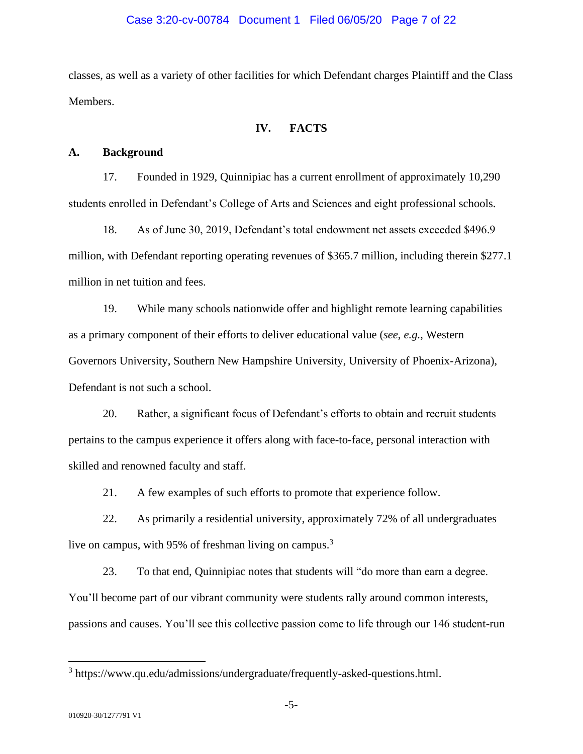classes, as well as a variety of other facilities for which Defendant charges Plaintiff and the Class Members.

## IV. FACTS

### A. Background

17. Founded in 1929, Quinnipiac has a current enrollment of approximately 10,290 students enrolled in Defendant's College of Arts and Sciences and eight professional schools.

18. As of June 30, 2019, Defendant's total endowment net assets exceeded $496.9 million, with Defendant reporting operating revenues of $365.7 million, including therein $277.1 million in net tuition and fees.

19. While many schools nationwide offer and highlight remote learning capabilities as a primary component of their efforts to deliver educational value (*see*, *e.g.*, Western Governors University, Southern New Hampshire University, University of Phoenix-Arizona), Defendant is not such a school.

20. Rather, a significant focus of Defendant's efforts to obtain and recruit students pertains to the campus experience it offers along with face-to-face, personal interaction with skilled and renowned faculty and staff.

21. A few examples of such efforts to promote that experience follow.

22. As primarily a residential university, approximately 72% of all undergraduates live on campus, with 95% of freshman living on campus.[3]

23. To that end, Quinnipiac notes that students will "do more than earn a degree. You'll become part of our vibrant community were students rally around common interests, passions and causes. You'll see this collective passion come to life through our 146 student-run

---

[3] https://www.qu.edu/admissions/undergraduate/frequently-asked-questions.html.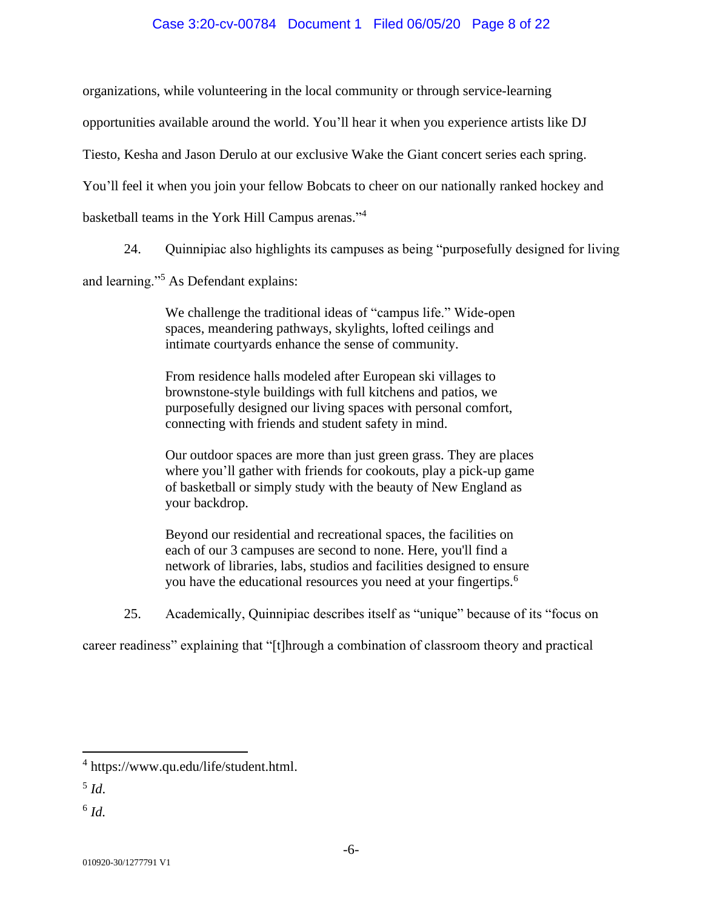organizations, while volunteering in the local community or through service-learning opportunities available around the world. You'll hear it when you experience artists like DJ Tiesto, Kesha and Jason Derulo at our exclusive Wake the Giant concert series each spring. You'll feel it when you join your fellow Bobcats to cheer on our nationally ranked hockey and basketball teams in the York Hill Campus arenas."[4]

24. Quinnipiac also highlights its campuses as being "purposefully designed for living and learning."[5] As Defendant explains:

> We challenge the traditional ideas of "campus life." Wide-open spaces, meandering pathways, skylights, lofted ceilings and intimate courtyards enhance the sense of community.
>
> From residence halls modeled after European ski villages to brownstone-style buildings with full kitchens and patios, we purposefully designed our living spaces with personal comfort, connecting with friends and student safety in mind.
>
> Our outdoor spaces are more than just green grass. They are places where you'll gather with friends for cookouts, play a pick-up game of basketball or simply study with the beauty of New England as your backdrop.
>
> Beyond our residential and recreational spaces, the facilities on each of our 3 campuses are second to none. Here, you'll find a network of libraries, labs, studios and facilities designed to ensure you have the educational resources you need at your fingertips.[6]

25. Academically, Quinnipiac describes itself as "unique" because of its "focus on career readiness" explaining that "[t]hrough a combination of classroom theory and practical

---

[4] https://www.qu.edu/life/student.html.

[5] *Id.*

[6] *Id.*

010920-30/1277791 V1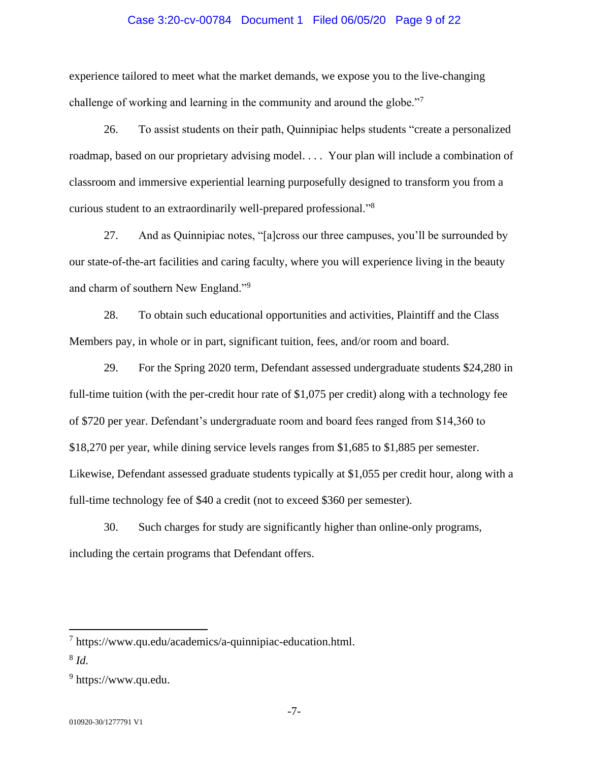experience tailored to meet what the market demands, we expose you to the live-changing challenge of working and learning in the community and around the globe."[7]

26. To assist students on their path, Quinnipiac helps students "create a personalized roadmap, based on our proprietary advising model. . . . Your plan will include a combination of classroom and immersive experiential learning purposefully designed to transform you from a curious student to an extraordinarily well-prepared professional."[8]

27. And as Quinnipiac notes, "[a]cross our three campuses, you'll be surrounded by our state-of-the-art facilities and caring faculty, where you will experience living in the beauty and charm of southern New England."[9]

28. To obtain such educational opportunities and activities, Plaintiff and the Class Members pay, in whole or in part, significant tuition, fees, and/or room and board.

29. For the Spring 2020 term, Defendant assessed undergraduate students $24,280 in full-time tuition (with the per-credit hour rate of $1,075 per credit) along with a technology fee of $720 per year. Defendant's undergraduate room and board fees ranged from $14,360 to $18,270 per year, while dining service levels ranges from $1,685 to $1,885 per semester. Likewise, Defendant assessed graduate students typically at $1,055 per credit hour, along with a full-time technology fee of $40 a credit (not to exceed $360 per semester).

30. Such charges for study are significantly higher than online-only programs, including the certain programs that Defendant offers.

---

[7] https://www.qu.edu/academics/a-quinnipiac-education.html.

[8] *Id.*

[9] https://www.qu.edu.

010920-30/1277791 V1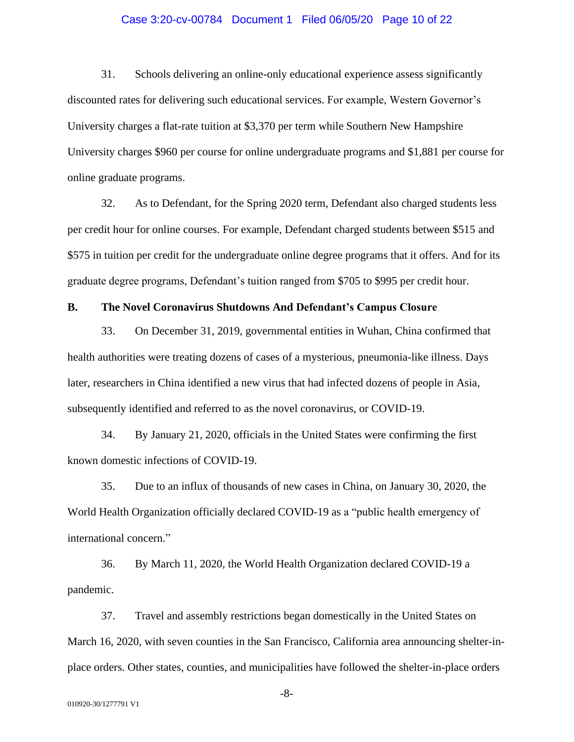31. Schools delivering an online-only educational experience assess significantly discounted rates for delivering such educational services. For example, Western Governor's University charges a flat-rate tuition at $3,370 per term while Southern New Hampshire University charges $960 per course for online undergraduate programs and $1,881 per course for online graduate programs.

32. As to Defendant, for the Spring 2020 term, Defendant also charged students less per credit hour for online courses. For example, Defendant charged students between $515 and $575 in tuition per credit for the undergraduate online degree programs that it offers. And for its graduate degree programs, Defendant's tuition ranged from $705 to $995 per credit hour.

**B. The Novel Coronavirus Shutdowns And Defendant's Campus Closure**

33. On December 31, 2019, governmental entities in Wuhan, China confirmed that health authorities were treating dozens of cases of a mysterious, pneumonia-like illness. Days later, researchers in China identified a new virus that had infected dozens of people in Asia, subsequently identified and referred to as the novel coronavirus, or COVID-19.

34. By January 21, 2020, officials in the United States were confirming the first known domestic infections of COVID-19.

35. Due to an influx of thousands of new cases in China, on January 30, 2020, the World Health Organization officially declared COVID-19 as a "public health emergency of international concern."

36. By March 11, 2020, the World Health Organization declared COVID-19 a pandemic.

37. Travel and assembly restrictions began domestically in the United States on March 16, 2020, with seven counties in the San Francisco, California area announcing shelter-in-place orders. Other states, counties, and municipalities have followed the shelter-in-place orders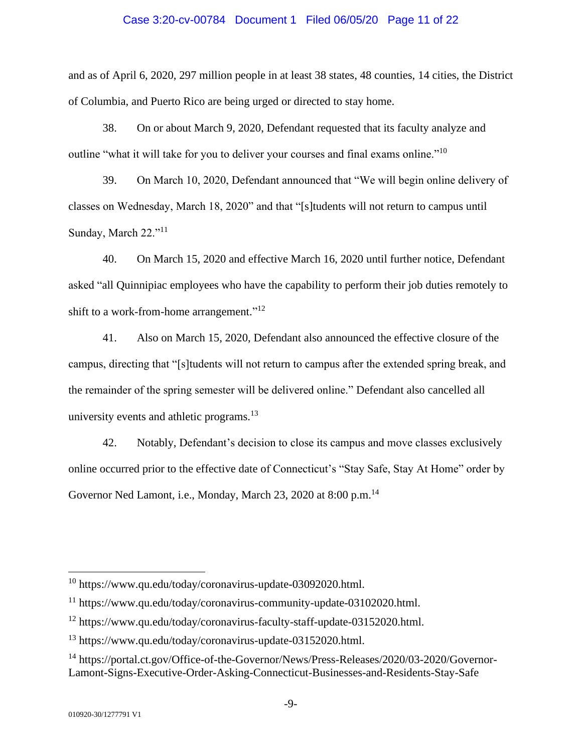and as of April 6, 2020, 297 million people in at least 38 states, 48 counties, 14 cities, the District of Columbia, and Puerto Rico are being urged or directed to stay home.

38. On or about March 9, 2020, Defendant requested that its faculty analyze and outline "what it will take for you to deliver your courses and final exams online."[10]

39. On March 10, 2020, Defendant announced that "We will begin online delivery of classes on Wednesday, March 18, 2020" and that "[s]tudents will not return to campus until Sunday, March 22."[11]

40. On March 15, 2020 and effective March 16, 2020 until further notice, Defendant asked "all Quinnipiac employees who have the capability to perform their job duties remotely to shift to a work-from-home arrangement."[12]

41. Also on March 15, 2020, Defendant also announced the effective closure of the campus, directing that "[s]tudents will not return to campus after the extended spring break, and the remainder of the spring semester will be delivered online." Defendant also cancelled all university events and athletic programs.[13]

42. Notably, Defendant's decision to close its campus and move classes exclusively online occurred prior to the effective date of Connecticut's "Stay Safe, Stay At Home" order by Governor Ned Lamont, i.e., Monday, March 23, 2020 at 8:00 p.m.[14]

---

[10] https://www.qu.edu/today/coronavirus-update-03092020.html.

[11] https://www.qu.edu/today/coronavirus-community-update-03102020.html.

[12] https://www.qu.edu/today/coronavirus-faculty-staff-update-03152020.html.

[13] https://www.qu.edu/today/coronavirus-update-03152020.html.

[14] https://portal.ct.gov/Office-of-the-Governor/News/Press-Releases/2020/03-2020/Governor-Lamont-Signs-Executive-Order-Asking-Connecticut-Businesses-and-Residents-Stay-Safe

010920-30/1277791 V1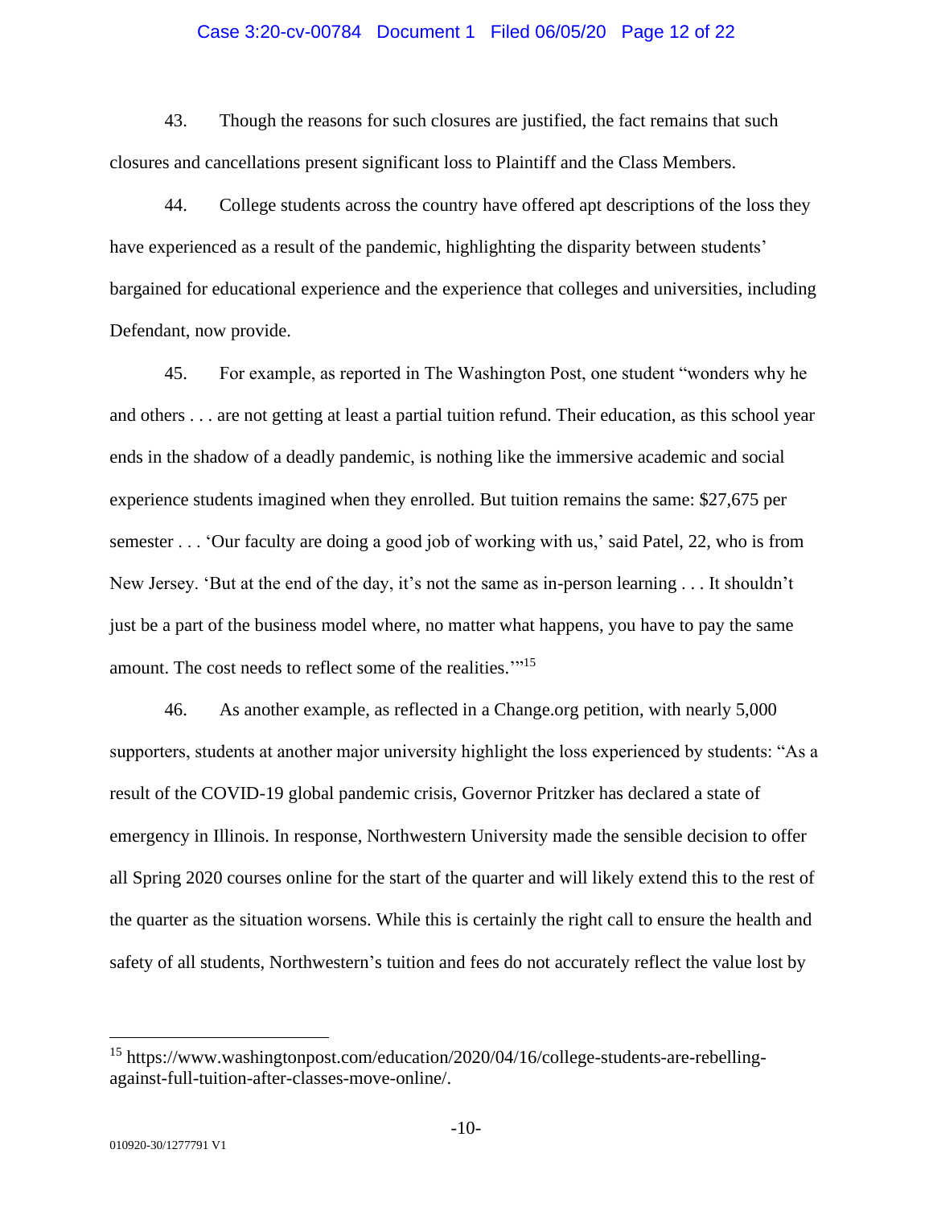43. Though the reasons for such closures are justified, the fact remains that such closures and cancellations present significant loss to Plaintiff and the Class Members.

44. College students across the country have offered apt descriptions of the loss they have experienced as a result of the pandemic, highlighting the disparity between students' bargained for educational experience and the experience that colleges and universities, including Defendant, now provide.

45. For example, as reported in The Washington Post, one student "wonders why he and others . . . are not getting at least a partial tuition refund. Their education, as this school year ends in the shadow of a deadly pandemic, is nothing like the immersive academic and social experience students imagined when they enrolled. But tuition remains the same: $27,675 per semester . . . 'Our faculty are doing a good job of working with us,' said Patel, 22, who is from New Jersey. 'But at the end of the day, it's not the same as in-person learning . . . It shouldn't just be a part of the business model where, no matter what happens, you have to pay the same amount. The cost needs to reflect some of the realities.'"[15]

46. As another example, as reflected in a Change.org petition, with nearly 5,000 supporters, students at another major university highlight the loss experienced by students: "As a result of the COVID-19 global pandemic crisis, Governor Pritzker has declared a state of emergency in Illinois. In response, Northwestern University made the sensible decision to offer all Spring 2020 courses online for the start of the quarter and will likely extend this to the rest of the quarter as the situation worsens. While this is certainly the right call to ensure the health and safety of all students, Northwestern's tuition and fees do not accurately reflect the value lost by

---

[15] https://www.washingtonpost.com/education/2020/04/16/college-students-are-rebelling-against-full-tuition-after-classes-move-online/.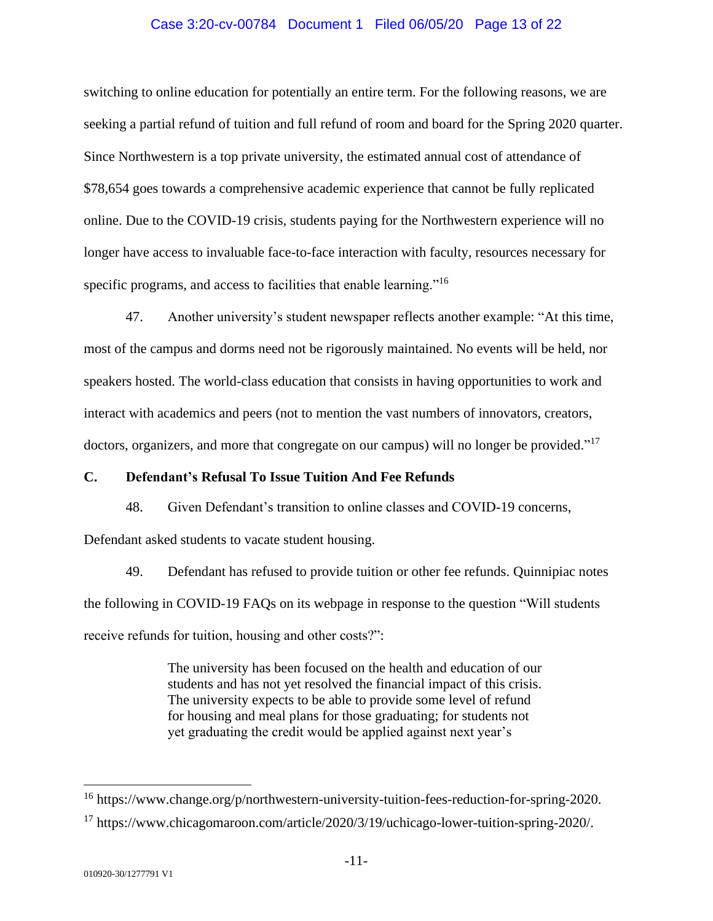switching to online education for potentially an entire term. For the following reasons, we are seeking a partial refund of tuition and full refund of room and board for the Spring 2020 quarter. Since Northwestern is a top private university, the estimated annual cost of attendance of $78,654 goes towards a comprehensive academic experience that cannot be fully replicated online. Due to the COVID-19 crisis, students paying for the Northwestern experience will no longer have access to invaluable face-to-face interaction with faculty, resources necessary for specific programs, and access to facilities that enable learning."[16]

47. Another university's student newspaper reflects another example: "At this time, most of the campus and dorms need not be rigorously maintained. No events will be held, nor speakers hosted. The world-class education that consists in having opportunities to work and interact with academics and peers (not to mention the vast numbers of innovators, creators, doctors, organizers, and more that congregate on our campus) will no longer be provided."[17]

### C. Defendant's Refusal To Issue Tuition And Fee Refunds

48. Given Defendant's transition to online classes and COVID-19 concerns, Defendant asked students to vacate student housing.

49. Defendant has refused to provide tuition or other fee refunds. Quinnipiac notes the following in COVID-19 FAQs on its webpage in response to the question "Will students receive refunds for tuition, housing and other costs?":

> The university has been focused on the health and education of our students and has not yet resolved the financial impact of this crisis. The university expects to be able to provide some level of refund for housing and meal plans for those graduating; for students not yet graduating the credit would be applied against next year's

[16] https://www.change.org/p/northwestern-university-tuition-fees-reduction-for-spring-2020.

[17] https://www.chicagomaroon.com/article/2020/3/19/uchicago-lower-tuition-spring-2020/.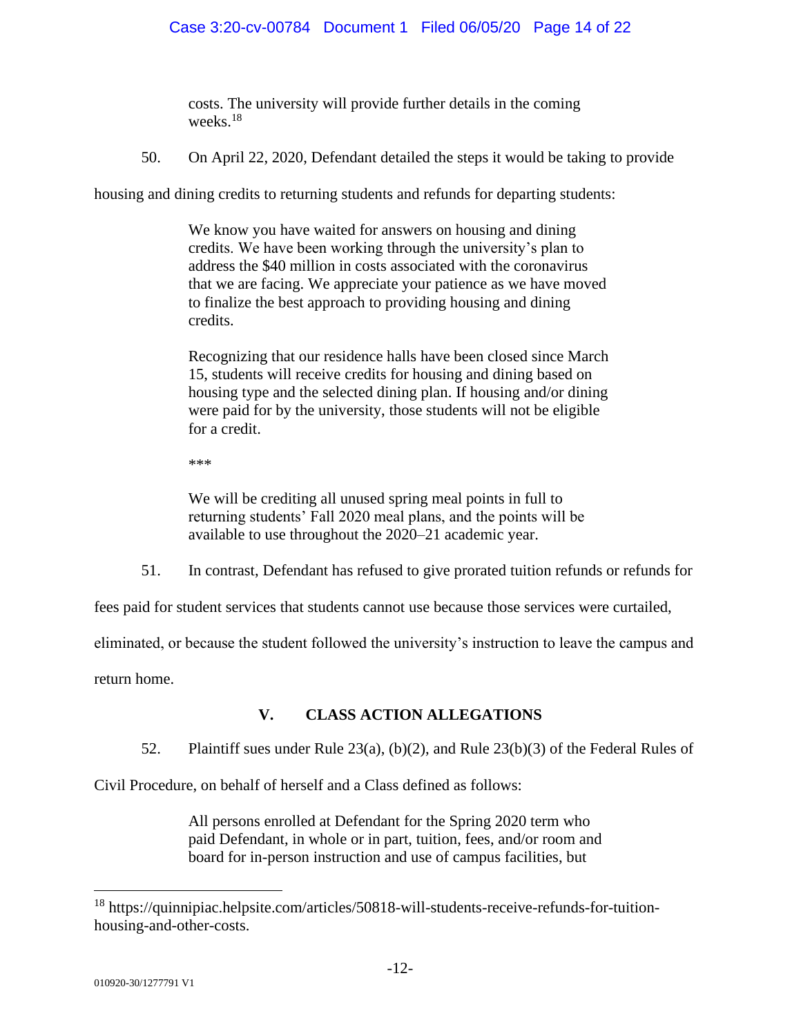> costs. The university will provide further details in the coming weeks.[18]

50. On April 22, 2020, Defendant detailed the steps it would be taking to provide housing and dining credits to returning students and refunds for departing students:

> We know you have waited for answers on housing and dining credits. We have been working through the university's plan to address the $40 million in costs associated with the coronavirus that we are facing. We appreciate your patience as we have moved to finalize the best approach to providing housing and dining credits.
>
> Recognizing that our residence halls have been closed since March 15, students will receive credits for housing and dining based on housing type and the selected dining plan. If housing and/or dining were paid for by the university, those students will not be eligible for a credit.
>
> ***
>
> We will be crediting all unused spring meal points in full to returning students' Fall 2020 meal plans, and the points will be available to use throughout the 2020–21 academic year.

51. In contrast, Defendant has refused to give prorated tuition refunds or refunds for fees paid for student services that students cannot use because those services were curtailed, eliminated, or because the student followed the university's instruction to leave the campus and return home.

## V. CLASS ACTION ALLEGATIONS

52. Plaintiff sues under Rule 23(a), (b)(2), and Rule 23(b)(3) of the Federal Rules of Civil Procedure, on behalf of herself and a Class defined as follows:

> All persons enrolled at Defendant for the Spring 2020 term who paid Defendant, in whole or in part, tuition, fees, and/or room and board for in-person instruction and use of campus facilities, but

---

[18] https://quinnipiac.helpsite.com/articles/50818-will-students-receive-refunds-for-tuition-housing-and-other-costs.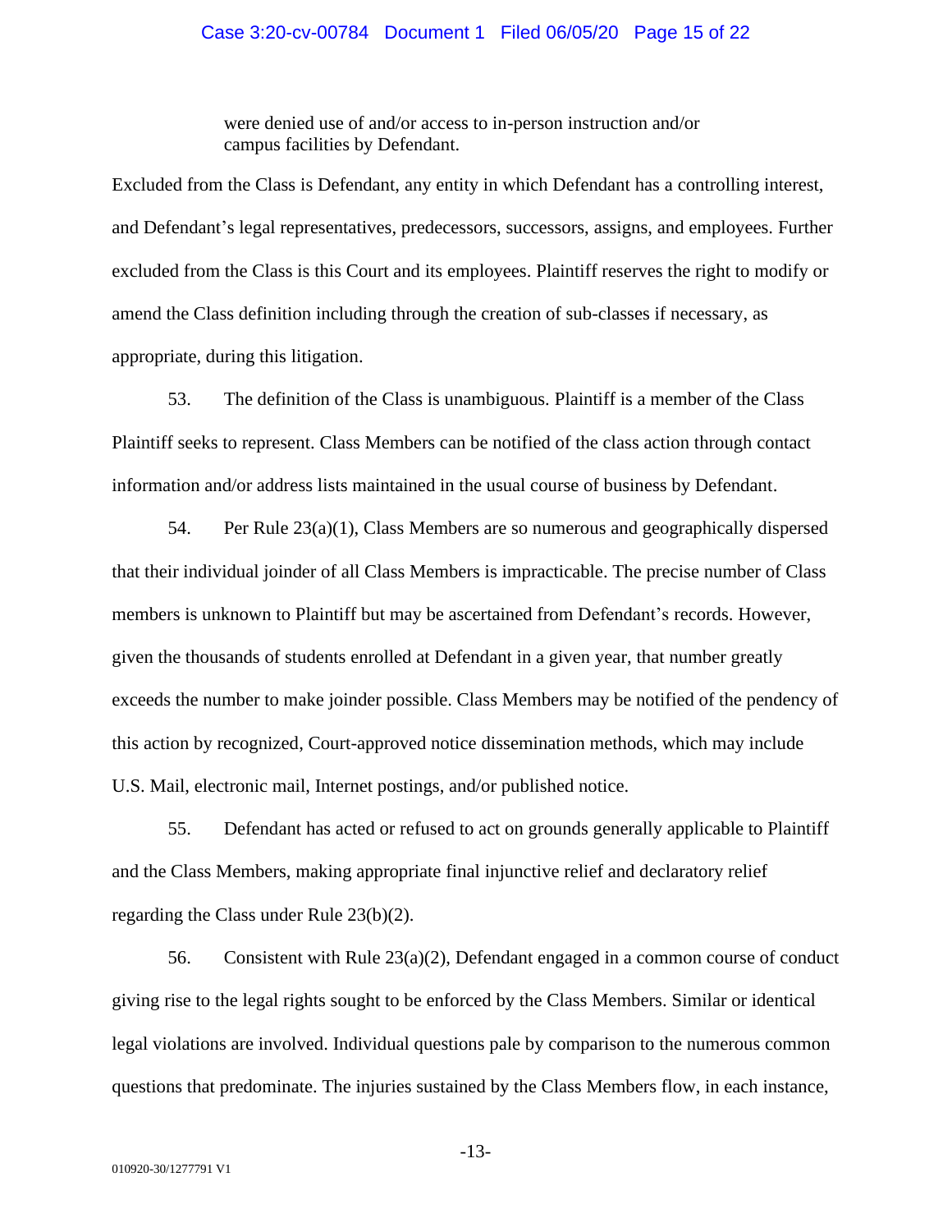were denied use of and/or access to in-person instruction and/or campus facilities by Defendant.

Excluded from the Class is Defendant, any entity in which Defendant has a controlling interest, and Defendant's legal representatives, predecessors, successors, assigns, and employees. Further excluded from the Class is this Court and its employees. Plaintiff reserves the right to modify or amend the Class definition including through the creation of sub-classes if necessary, as appropriate, during this litigation.

53. The definition of the Class is unambiguous. Plaintiff is a member of the Class Plaintiff seeks to represent. Class Members can be notified of the class action through contact information and/or address lists maintained in the usual course of business by Defendant.

54. Per Rule 23(a)(1), Class Members are so numerous and geographically dispersed that their individual joinder of all Class Members is impracticable. The precise number of Class members is unknown to Plaintiff but may be ascertained from Defendant's records. However, given the thousands of students enrolled at Defendant in a given year, that number greatly exceeds the number to make joinder possible. Class Members may be notified of the pendency of this action by recognized, Court-approved notice dissemination methods, which may include U.S. Mail, electronic mail, Internet postings, and/or published notice.

55. Defendant has acted or refused to act on grounds generally applicable to Plaintiff and the Class Members, making appropriate final injunctive relief and declaratory relief regarding the Class under Rule 23(b)(2).

56. Consistent with Rule 23(a)(2), Defendant engaged in a common course of conduct giving rise to the legal rights sought to be enforced by the Class Members. Similar or identical legal violations are involved. Individual questions pale by comparison to the numerous common questions that predominate. The injuries sustained by the Class Members flow, in each instance,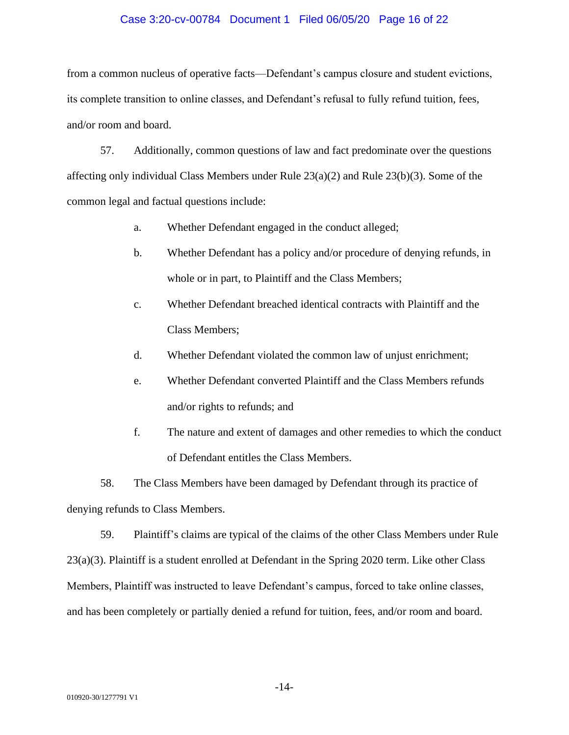from a common nucleus of operative facts—Defendant's campus closure and student evictions, its complete transition to online classes, and Defendant's refusal to fully refund tuition, fees, and/or room and board.

57. Additionally, common questions of law and fact predominate over the questions affecting only individual Class Members under Rule 23(a)(2) and Rule 23(b)(3). Some of the common legal and factual questions include:

a. Whether Defendant engaged in the conduct alleged;

b. Whether Defendant has a policy and/or procedure of denying refunds, in whole or in part, to Plaintiff and the Class Members;

c. Whether Defendant breached identical contracts with Plaintiff and the Class Members;

d. Whether Defendant violated the common law of unjust enrichment;

e. Whether Defendant converted Plaintiff and the Class Members refunds and/or rights to refunds; and

f. The nature and extent of damages and other remedies to which the conduct of Defendant entitles the Class Members.

58. The Class Members have been damaged by Defendant through its practice of denying refunds to Class Members.

59. Plaintiff's claims are typical of the claims of the other Class Members under Rule 23(a)(3). Plaintiff is a student enrolled at Defendant in the Spring 2020 term. Like other Class Members, Plaintiff was instructed to leave Defendant's campus, forced to take online classes, and has been completely or partially denied a refund for tuition, fees, and/or room and board.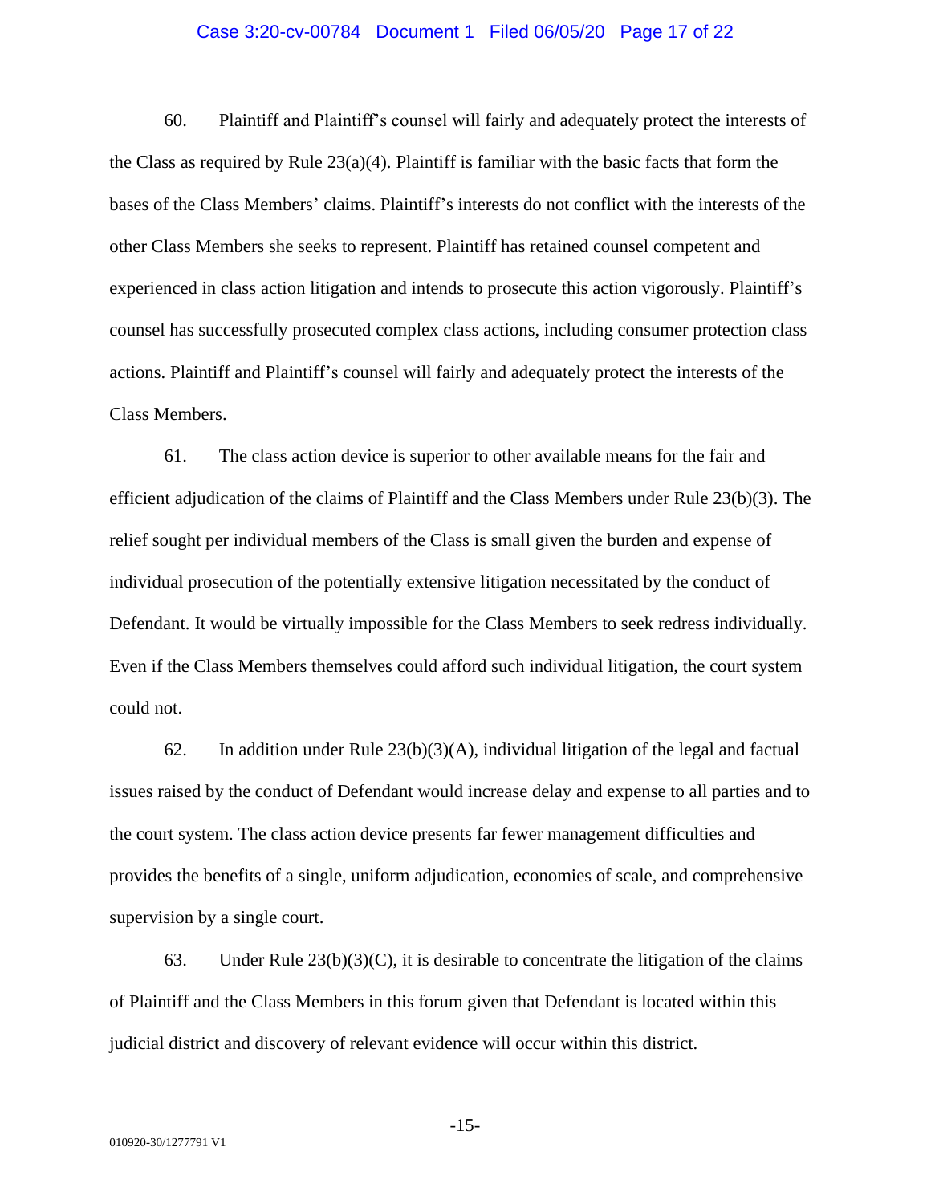60. Plaintiff and Plaintiff's counsel will fairly and adequately protect the interests of the Class as required by Rule 23(a)(4). Plaintiff is familiar with the basic facts that form the bases of the Class Members' claims. Plaintiff's interests do not conflict with the interests of the other Class Members she seeks to represent. Plaintiff has retained counsel competent and experienced in class action litigation and intends to prosecute this action vigorously. Plaintiff's counsel has successfully prosecuted complex class actions, including consumer protection class actions. Plaintiff and Plaintiff's counsel will fairly and adequately protect the interests of the Class Members.

61. The class action device is superior to other available means for the fair and efficient adjudication of the claims of Plaintiff and the Class Members under Rule 23(b)(3). The relief sought per individual members of the Class is small given the burden and expense of individual prosecution of the potentially extensive litigation necessitated by the conduct of Defendant. It would be virtually impossible for the Class Members to seek redress individually. Even if the Class Members themselves could afford such individual litigation, the court system could not.

62. In addition under Rule 23(b)(3)(A), individual litigation of the legal and factual issues raised by the conduct of Defendant would increase delay and expense to all parties and to the court system. The class action device presents far fewer management difficulties and provides the benefits of a single, uniform adjudication, economies of scale, and comprehensive supervision by a single court.

63. Under Rule 23(b)(3)(C), it is desirable to concentrate the litigation of the claims of Plaintiff and the Class Members in this forum given that Defendant is located within this judicial district and discovery of relevant evidence will occur within this district.

010920-30/1277791 V1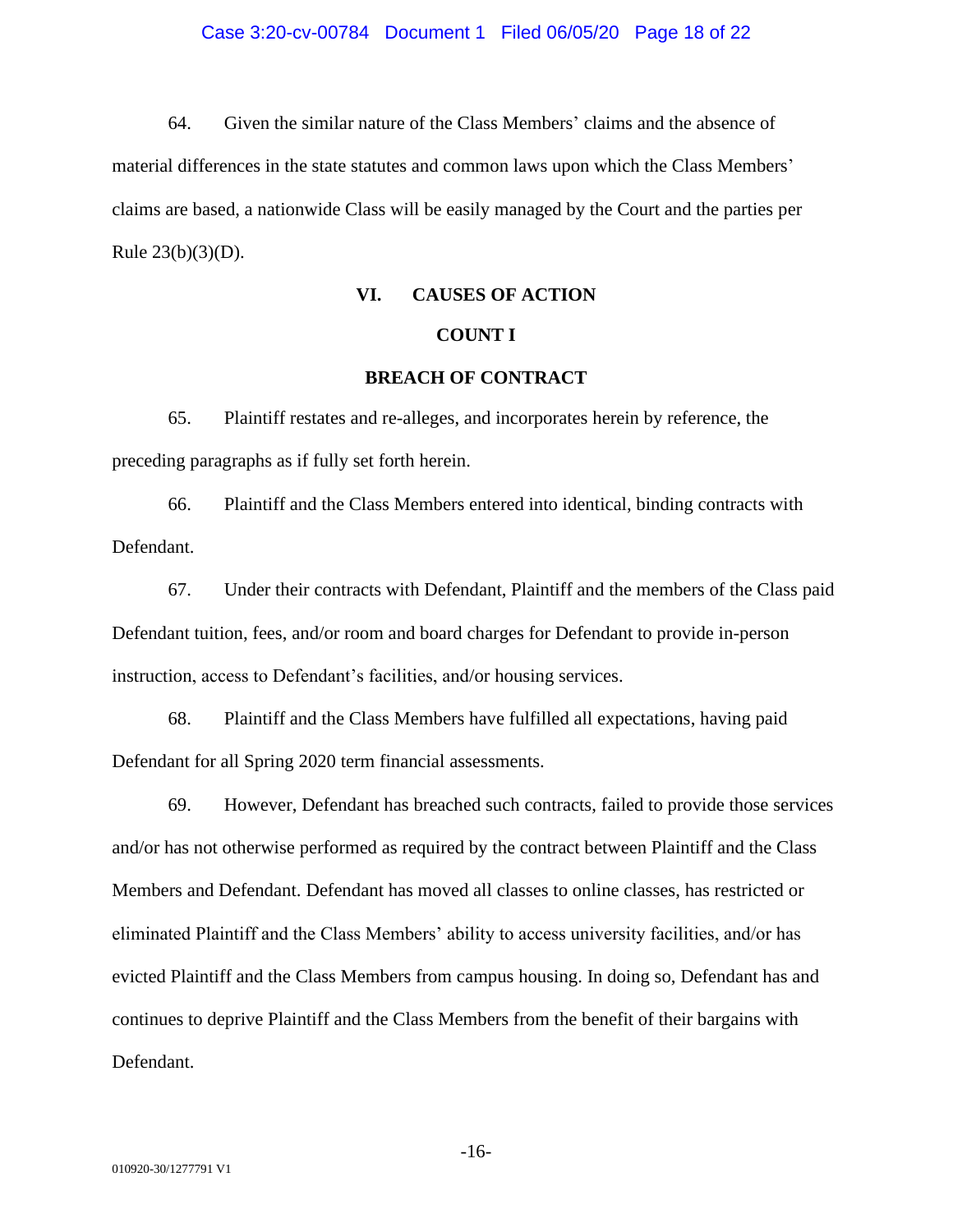64. Given the similar nature of the Class Members' claims and the absence of material differences in the state statutes and common laws upon which the Class Members' claims are based, a nationwide Class will be easily managed by the Court and the parties per Rule 23(b)(3)(D).

## VI. CAUSES OF ACTION

### COUNT I

### BREACH OF CONTRACT

65. Plaintiff restates and re-alleges, and incorporates herein by reference, the preceding paragraphs as if fully set forth herein.

66. Plaintiff and the Class Members entered into identical, binding contracts with Defendant.

67. Under their contracts with Defendant, Plaintiff and the members of the Class paid Defendant tuition, fees, and/or room and board charges for Defendant to provide in-person instruction, access to Defendant's facilities, and/or housing services.

68. Plaintiff and the Class Members have fulfilled all expectations, having paid Defendant for all Spring 2020 term financial assessments.

69. However, Defendant has breached such contracts, failed to provide those services and/or has not otherwise performed as required by the contract between Plaintiff and the Class Members and Defendant. Defendant has moved all classes to online classes, has restricted or eliminated Plaintiff and the Class Members' ability to access university facilities, and/or has evicted Plaintiff and the Class Members from campus housing. In doing so, Defendant has and continues to deprive Plaintiff and the Class Members from the benefit of their bargains with Defendant.

010920-30/1277791 V1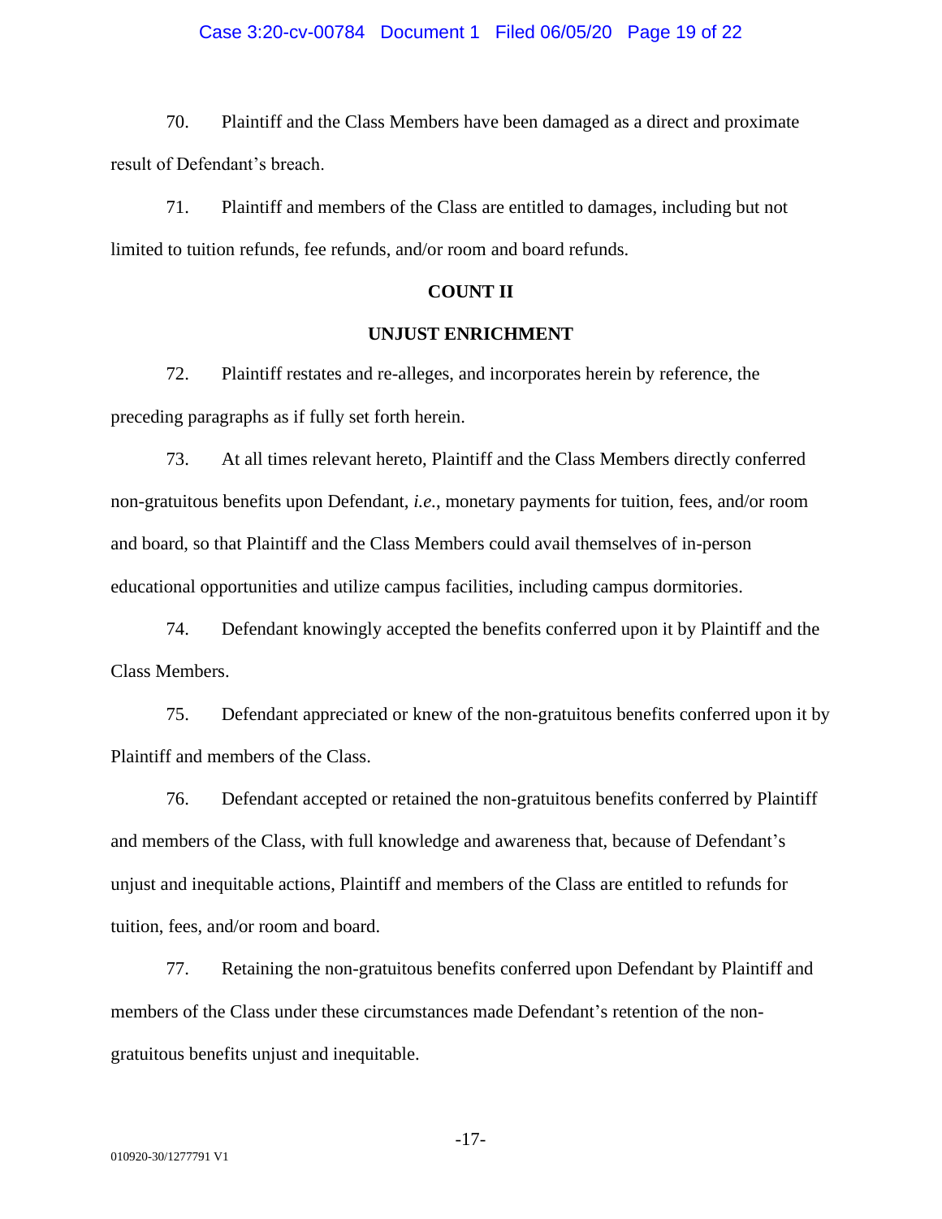70. Plaintiff and the Class Members have been damaged as a direct and proximate result of Defendant's breach.

71. Plaintiff and members of the Class are entitled to damages, including but not limited to tuition refunds, fee refunds, and/or room and board refunds.

**COUNT II**

**UNJUST ENRICHMENT**

72. Plaintiff restates and re-alleges, and incorporates herein by reference, the preceding paragraphs as if fully set forth herein.

73. At all times relevant hereto, Plaintiff and the Class Members directly conferred non-gratuitous benefits upon Defendant, *i.e.*, monetary payments for tuition, fees, and/or room and board, so that Plaintiff and the Class Members could avail themselves of in-person educational opportunities and utilize campus facilities, including campus dormitories.

74. Defendant knowingly accepted the benefits conferred upon it by Plaintiff and the Class Members.

75. Defendant appreciated or knew of the non-gratuitous benefits conferred upon it by Plaintiff and members of the Class.

76. Defendant accepted or retained the non-gratuitous benefits conferred by Plaintiff and members of the Class, with full knowledge and awareness that, because of Defendant's unjust and inequitable actions, Plaintiff and members of the Class are entitled to refunds for tuition, fees, and/or room and board.

77. Retaining the non-gratuitous benefits conferred upon Defendant by Plaintiff and members of the Class under these circumstances made Defendant's retention of the non-gratuitous benefits unjust and inequitable.

010920-30/1277791 V1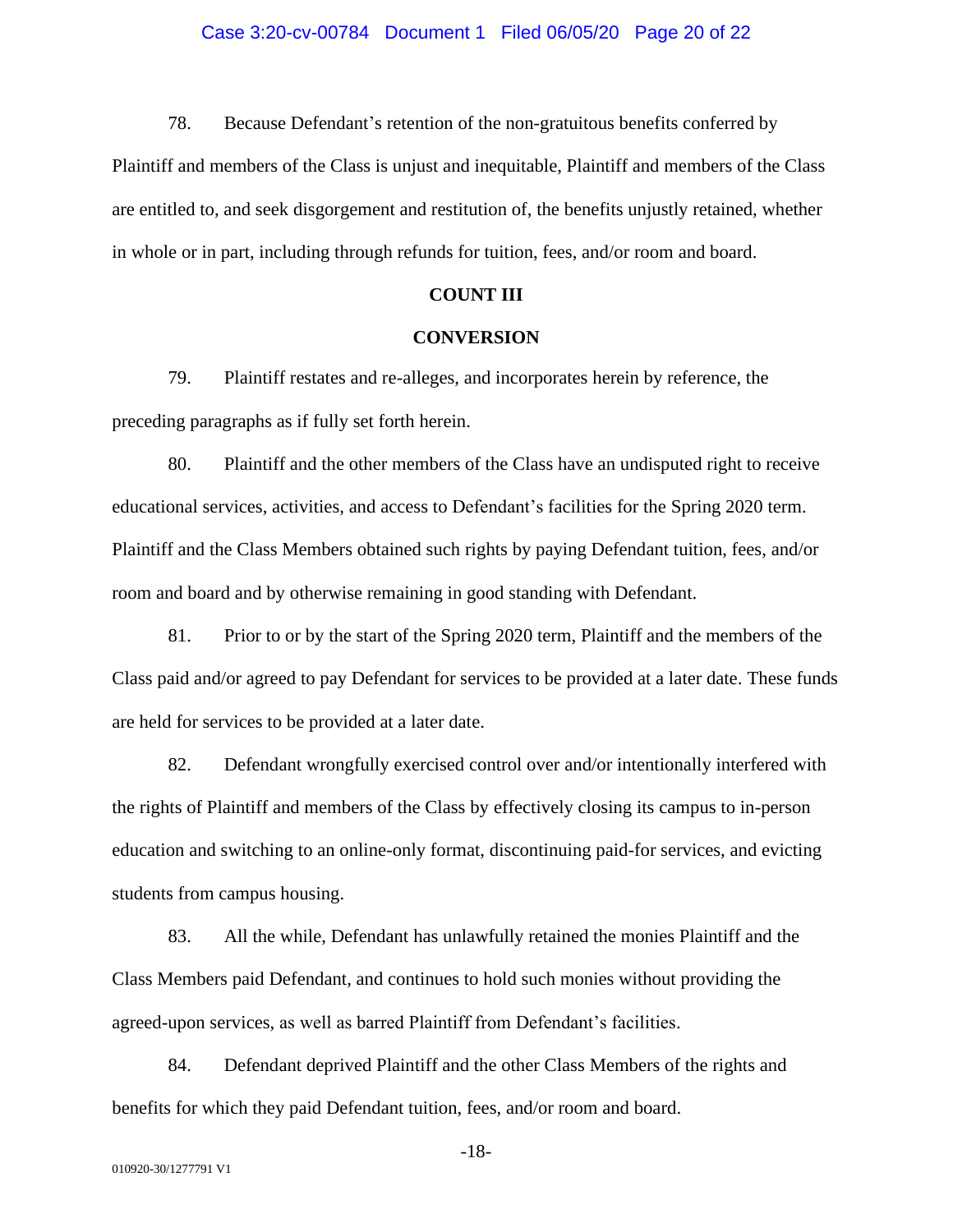78. Because Defendant's retention of the non-gratuitous benefits conferred by Plaintiff and members of the Class is unjust and inequitable, Plaintiff and members of the Class are entitled to, and seek disgorgement and restitution of, the benefits unjustly retained, whether in whole or in part, including through refunds for tuition, fees, and/or room and board.

**COUNT III**

**CONVERSION**

79. Plaintiff restates and re-alleges, and incorporates herein by reference, the preceding paragraphs as if fully set forth herein.

80. Plaintiff and the other members of the Class have an undisputed right to receive educational services, activities, and access to Defendant's facilities for the Spring 2020 term. Plaintiff and the Class Members obtained such rights by paying Defendant tuition, fees, and/or room and board and by otherwise remaining in good standing with Defendant.

81. Prior to or by the start of the Spring 2020 term, Plaintiff and the members of the Class paid and/or agreed to pay Defendant for services to be provided at a later date. These funds are held for services to be provided at a later date.

82. Defendant wrongfully exercised control over and/or intentionally interfered with the rights of Plaintiff and members of the Class by effectively closing its campus to in-person education and switching to an online-only format, discontinuing paid-for services, and evicting students from campus housing.

83. All the while, Defendant has unlawfully retained the monies Plaintiff and the Class Members paid Defendant, and continues to hold such monies without providing the agreed-upon services, as well as barred Plaintiff from Defendant's facilities.

84. Defendant deprived Plaintiff and the other Class Members of the rights and benefits for which they paid Defendant tuition, fees, and/or room and board.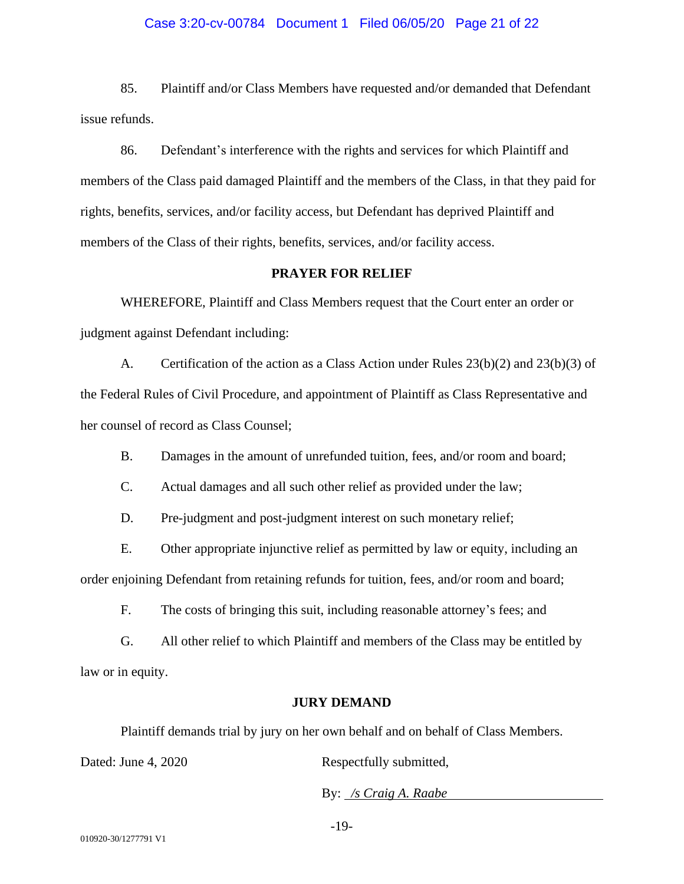85. Plaintiff and/or Class Members have requested and/or demanded that Defendant issue refunds.

86. Defendant's interference with the rights and services for which Plaintiff and members of the Class paid damaged Plaintiff and the members of the Class, in that they paid for rights, benefits, services, and/or facility access, but Defendant has deprived Plaintiff and members of the Class of their rights, benefits, services, and/or facility access.

**PRAYER FOR RELIEF**

WHEREFORE, Plaintiff and Class Members request that the Court enter an order or judgment against Defendant including:

A. Certification of the action as a Class Action under Rules 23(b)(2) and 23(b)(3) of the Federal Rules of Civil Procedure, and appointment of Plaintiff as Class Representative and her counsel of record as Class Counsel;

B. Damages in the amount of unrefunded tuition, fees, and/or room and board;

C. Actual damages and all such other relief as provided under the law;

D. Pre-judgment and post-judgment interest on such monetary relief;

E. Other appropriate injunctive relief as permitted by law or equity, including an order enjoining Defendant from retaining refunds for tuition, fees, and/or room and board;

F. The costs of bringing this suit, including reasonable attorney's fees; and

G. All other relief to which Plaintiff and members of the Class may be entitled by law or in equity.

**JURY DEMAND**

Plaintiff demands trial by jury on her own behalf and on behalf of Class Members.

Dated: June 4, 2020

Respectfully submitted,

By: */s Craig A. Raabe*

010920-30/1277791 V1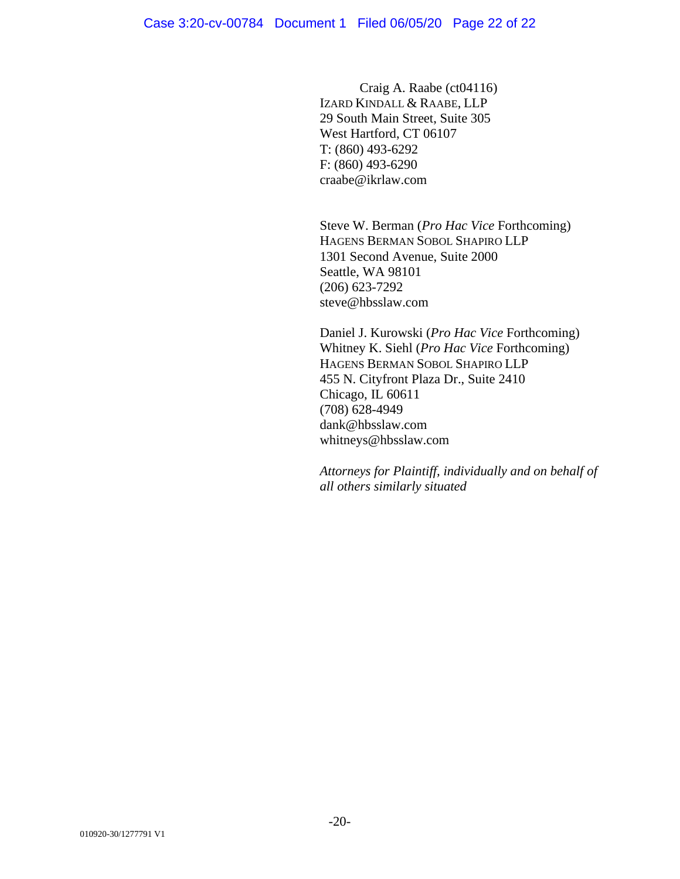Craig A. Raabe (ct04116)
IZARD KINDALL & RAABE, LLP
29 South Main Street, Suite 305
West Hartford, CT 06107
T: (860) 493-6292
F: (860) 493-6290
craabe@ikrlaw.com

Steve W. Berman (*Pro Hac Vice* Forthcoming)
HAGENS BERMAN SOBOL SHAPIRO LLP
1301 Second Avenue, Suite 2000
Seattle, WA 98101
(206) 623-7292
steve@hbsslaw.com

Daniel J. Kurowski (*Pro Hac Vice* Forthcoming)
Whitney K. Siehl (*Pro Hac Vice* Forthcoming)
HAGENS BERMAN SOBOL SHAPIRO LLP
455 N. Cityfront Plaza Dr., Suite 2410
Chicago, IL 60611
(708) 628-4949
dank@hbsslaw.com
whitneys@hbsslaw.com

*Attorneys for Plaintiff, individually and on behalf of all others similarly situated*

010920-30/1277791 V1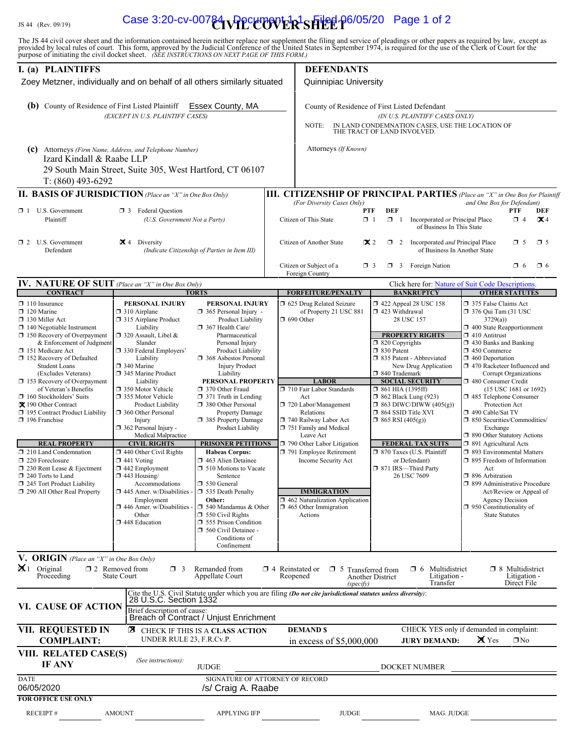JS 44 (Rev. 09/19)

# CIVIL COVER SHEET

The JS 44 civil cover sheet and the information contained herein neither replace nor supplement the filing and service of pleadings or other papers as required by law, except as provided by local rules of court. This form, approved by the Judicial Conference of the United States in September 1974, is required for the use of the Clerk of Court for the purpose of initiating the civil docket sheet. *(SEE INSTRUCTIONS ON NEXT PAGE OF THIS FORM.)*

## I. (a) PLAINTIFFS

Zoey Metzner, individually and on behalf of all others similarly situated

**(b)** County of Residence of First Listed Plaintiff: Essex County, MA
*(EXCEPT IN U.S. PLAINTIFF CASES)*

**(c)** Attorneys *(Firm Name, Address, and Telephone Number)*
Izard Kindall & Raabe LLP
29 South Main Street, Suite 305, West Hartford, CT 06107
T: (860) 493-6292

## DEFENDANTS

Quinnipiac University

County of Residence of First Listed Defendant
*(IN U.S. PLAINTIFF CASES ONLY)*

NOTE: IN LAND CONDEMNATION CASES, USE THE LOCATION OF THE TRACT OF LAND INVOLVED.

Attorneys *(If Known)*

## II. BASIS OF JURISDICTION *(Place an "X" in One Box Only)*

- ☐ 1 U.S. Government Plaintiff
- ☐ 3 Federal Question *(U.S. Government Not a Party)*
- ☐ 2 U.S. Government Defendant
- ☒ 4 Diversity *(Indicate Citizenship of Parties in Item III)*

## III. CITIZENSHIP OF PRINCIPAL PARTIES *(Place an "X" in One Box for Plaintiff and One Box for Defendant)* *(For Diversity Cases Only)*

| | PTF | DEF | | PTF | DEF |
|---|---|---|---|---|---|
| Citizen of This State | ☐ 1 | ☐ 1 | Incorporated *or* Principal Place of Business In This State | ☐ 4 | ☒ 4 |
| Citizen of Another State | ☒ 2 | ☐ 2 | Incorporated *and* Principal Place of Business In Another State | ☐ 5 | ☐ 5 |
| Citizen or Subject of a Foreign Country | ☐ 3 | ☐ 3 | Foreign Nation | ☐ 6 | ☐ 6 |

## IV. NATURE OF SUIT *(Place an "X" in One Box Only)*

Click here for: Nature of Suit Code Descriptions.

**CONTRACT**
- ☐ 110 Insurance
- ☐ 120 Marine
- ☐ 130 Miller Act
- ☐ 140 Negotiable Instrument
- ☐ 150 Recovery of Overpayment & Enforcement of Judgment
- ☐ 151 Medicare Act
- ☐ 152 Recovery of Defaulted Student Loans (Excludes Veterans)
- ☐ 153 Recovery of Overpayment of Veteran's Benefits
- ☐ 160 Stockholders' Suits
- ☒ 190 Other Contract
- ☐ 195 Contract Product Liability
- ☐ 196 Franchise

**REAL PROPERTY**
- ☐ 210 Land Condemnation
- ☐ 220 Foreclosure
- ☐ 230 Rent Lease & Ejectment
- ☐ 240 Torts to Land
- ☐ 245 Tort Product Liability
- ☐ 290 All Other Real Property

**TORTS**

PERSONAL INJURY
- ☐ 310 Airplane
- ☐ 315 Airplane Product Liability
- ☐ 320 Assault, Libel & Slander
- ☐ 330 Federal Employers' Liability
- ☐ 340 Marine
- ☐ 345 Marine Product Liability
- ☐ 350 Motor Vehicle
- ☐ 355 Motor Vehicle Product Liability
- ☐ 360 Other Personal Injury
- ☐ 362 Personal Injury - Medical Malpractice

PERSONAL INJURY
- ☐ 365 Personal Injury - Product Liability
- ☐ 367 Health Care/ Pharmaceutical Personal Injury Product Liability
- ☐ 368 Asbestos Personal Injury Product Liability

PERSONAL PROPERTY
- ☐ 370 Other Fraud
- ☐ 371 Truth in Lending
- ☐ 380 Other Personal Property Damage
- ☐ 385 Property Damage Product Liability

**CIVIL RIGHTS**
- ☐ 440 Other Civil Rights
- ☐ 441 Voting
- ☐ 442 Employment
- ☐ 443 Housing/ Accommodations
- ☐ 445 Amer. w/Disabilities - Employment
- ☐ 446 Amer. w/Disabilities - Other
- ☐ 448 Education

**PRISONER PETITIONS**

Habeas Corpus:
- ☐ 463 Alien Detainee
- ☐ 510 Motions to Vacate Sentence
- ☐ 530 General
- ☐ 535 Death Penalty

Other:
- ☐ 540 Mandamus & Other
- ☐ 550 Civil Rights
- ☐ 555 Prison Condition
- ☐ 560 Civil Detainee - Conditions of Confinement

**FORFEITURE/PENALTY**
- ☐ 625 Drug Related Seizure of Property 21 USC 881
- ☐ 690 Other

**LABOR**
- ☐ 710 Fair Labor Standards Act
- ☐ 720 Labor/Management Relations
- ☐ 740 Railway Labor Act
- ☐ 751 Family and Medical Leave Act
- ☐ 790 Other Labor Litigation
- ☐ 791 Employee Retirement Income Security Act

**IMMIGRATION**
- ☐ 462 Naturalization Application
- ☐ 465 Other Immigration Actions

**BANKRUPTCY**
- ☐ 422 Appeal 28 USC 158
- ☐ 423 Withdrawal 28 USC 157

**PROPERTY RIGHTS**
- ☐ 820 Copyrights
- ☐ 830 Patent
- ☐ 835 Patent - Abbreviated New Drug Application
- ☐ 840 Trademark

**SOCIAL SECURITY**
- ☐ 861 HIA (1395ff)
- ☐ 862 Black Lung (923)
- ☐ 863 DIWC/DIWW (405(g))
- ☐ 864 SSID Title XVI
- ☐ 865 RSI (405(g))

**FEDERAL TAX SUITS**
- ☐ 870 Taxes (U.S. Plaintiff or Defendant)
- ☐ 871 IRS—Third Party 26 USC 7609

**OTHER STATUTES**
- ☐ 375 False Claims Act
- ☐ 376 Qui Tam (31 USC 3729(a))
- ☐ 400 State Reapportionment
- ☐ 410 Antitrust
- ☐ 430 Banks and Banking
- ☐ 450 Commerce
- ☐ 460 Deportation
- ☐ 470 Racketeer Influenced and Corrupt Organizations
- ☐ 480 Consumer Credit (15 USC 1681 or 1692)
- ☐ 485 Telephone Consumer Protection Act
- ☐ 490 Cable/Sat TV
- ☐ 850 Securities/Commodities/ Exchange
- ☐ 890 Other Statutory Actions
- ☐ 891 Agricultural Acts
- ☐ 893 Environmental Matters
- ☐ 895 Freedom of Information Act
- ☐ 896 Arbitration
- ☐ 899 Administrative Procedure Act/Review or Appeal of Agency Decision
- ☐ 950 Constitutionality of State Statutes

## V. ORIGIN *(Place an "X" in One Box Only)*

- ☒ 1 Original Proceeding
- ☐ 2 Removed from State Court
- ☐ 3 Remanded from Appellate Court
- ☐ 4 Reinstated or Reopened
- ☐ 5 Transferred from Another District *(specify)*
- ☐ 6 Multidistrict Litigation - Transfer
- ☐ 8 Multidistrict Litigation - Direct File

## VI. CAUSE OF ACTION

Cite the U.S. Civil Statute under which you are filing *(Do not cite jurisdictional statutes unless diversity)*:
28 U.S.C. Section 1332

Brief description of cause:
Breach of Contract / Unjust Enrichment

## VII. REQUESTED IN COMPLAINT:

☒ CHECK IF THIS IS A **CLASS ACTION** UNDER RULE 23, F.R.Cv.P.

**DEMAND $** in excess of $5,000,000

CHECK YES only if demanded in complaint:
**JURY DEMAND:** ☒ Yes ☐ No

## VIII. RELATED CASE(S) IF ANY

*(See instructions)*: JUDGE ______ DOCKET NUMBER ______

DATE: 06/05/2020

SIGNATURE OF ATTORNEY OF RECORD: /s/ Craig A. Raabe

**FOR OFFICE USE ONLY**

RECEIPT # ______ AMOUNT ______ APPLYING IFP ______ JUDGE ______ MAG. JUDGE ______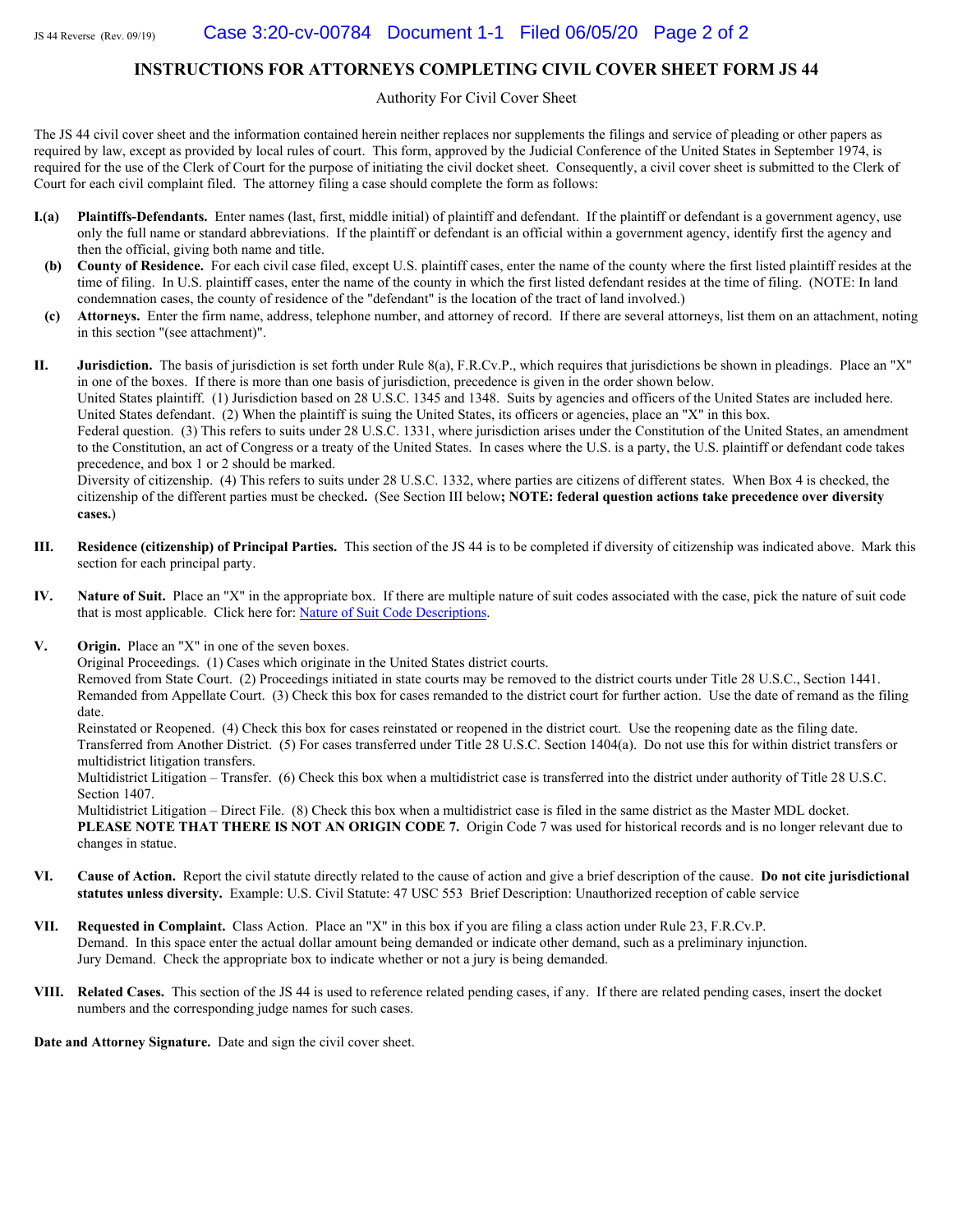# INSTRUCTIONS FOR ATTORNEYS COMPLETING CIVIL COVER SHEET FORM JS 44

Authority For Civil Cover Sheet

The JS 44 civil cover sheet and the information contained herein neither replaces nor supplements the filings and service of pleading or other papers as required by law, except as provided by local rules of court. This form, approved by the Judicial Conference of the United States in September 1974, is required for the use of the Clerk of Court for the purpose of initiating the civil docket sheet. Consequently, a civil cover sheet is submitted to the Clerk of Court for each civil complaint filed. The attorney filing a case should complete the form as follows:

**I.(a)** **Plaintiffs-Defendants.** Enter names (last, first, middle initial) of plaintiff and defendant. If the plaintiff or defendant is a government agency, use only the full name or standard abbreviations. If the plaintiff or defendant is an official within a government agency, identify first the agency and then the official, giving both name and title.

**(b)** **County of Residence.** For each civil case filed, except U.S. plaintiff cases, enter the name of the county where the first listed plaintiff resides at the time of filing. In U.S. plaintiff cases, enter the name of the county in which the first listed defendant resides at the time of filing. (NOTE: In land condemnation cases, the county of residence of the "defendant" is the location of the tract of land involved.)

**(c)** **Attorneys.** Enter the firm name, address, telephone number, and attorney of record. If there are several attorneys, list them on an attachment, noting in this section "(see attachment)".

**II.** **Jurisdiction.** The basis of jurisdiction is set forth under Rule 8(a), F.R.Cv.P., which requires that jurisdictions be shown in pleadings. Place an "X" in one of the boxes. If there is more than one basis of jurisdiction, precedence is given in the order shown below.
United States plaintiff. (1) Jurisdiction based on 28 U.S.C. 1345 and 1348. Suits by agencies and officers of the United States are included here.
United States defendant. (2) When the plaintiff is suing the United States, its officers or agencies, place an "X" in this box.
Federal question. (3) This refers to suits under 28 U.S.C. 1331, where jurisdiction arises under the Constitution of the United States, an amendment to the Constitution, an act of Congress or a treaty of the United States. In cases where the U.S. is a party, the U.S. plaintiff or defendant code takes precedence, and box 1 or 2 should be marked.
Diversity of citizenship. (4) This refers to suits under 28 U.S.C. 1332, where parties are citizens of different states. When Box 4 is checked, the citizenship of the different parties must be checked**.** (See Section III below**; NOTE: federal question actions take precedence over diversity cases.**)

**III.** **Residence (citizenship) of Principal Parties.** This section of the JS 44 is to be completed if diversity of citizenship was indicated above. Mark this section for each principal party.

**IV.** **Nature of Suit.** Place an "X" in the appropriate box. If there are multiple nature of suit codes associated with the case, pick the nature of suit code that is most applicable. Click here for: Nature of Suit Code Descriptions.

**V.** **Origin.** Place an "X" in one of the seven boxes.
Original Proceedings. (1) Cases which originate in the United States district courts.
Removed from State Court. (2) Proceedings initiated in state courts may be removed to the district courts under Title 28 U.S.C., Section 1441.
Remanded from Appellate Court. (3) Check this box for cases remanded to the district court for further action. Use the date of remand as the filing date.
Reinstated or Reopened. (4) Check this box for cases reinstated or reopened in the district court. Use the reopening date as the filing date.
Transferred from Another District. (5) For cases transferred under Title 28 U.S.C. Section 1404(a). Do not use this for within district transfers or multidistrict litigation transfers.
Multidistrict Litigation – Transfer. (6) Check this box when a multidistrict case is transferred into the district under authority of Title 28 U.S.C. Section 1407.
Multidistrict Litigation – Direct File. (8) Check this box when a multidistrict case is filed in the same district as the Master MDL docket.
**PLEASE NOTE THAT THERE IS NOT AN ORIGIN CODE 7.** Origin Code 7 was used for historical records and is no longer relevant due to changes in statue.

**VI.** **Cause of Action.** Report the civil statute directly related to the cause of action and give a brief description of the cause. **Do not cite jurisdictional statutes unless diversity.** Example: U.S. Civil Statute: 47 USC 553 Brief Description: Unauthorized reception of cable service

**VII.** **Requested in Complaint.** Class Action. Place an "X" in this box if you are filing a class action under Rule 23, F.R.Cv.P.
Demand. In this space enter the actual dollar amount being demanded or indicate other demand, such as a preliminary injunction.
Jury Demand. Check the appropriate box to indicate whether or not a jury is being demanded.

**VIII.** **Related Cases.** This section of the JS 44 is used to reference related pending cases, if any. If there are related pending cases, insert the docket numbers and the corresponding judge names for such cases.

**Date and Attorney Signature.** Date and sign the civil cover sheet.